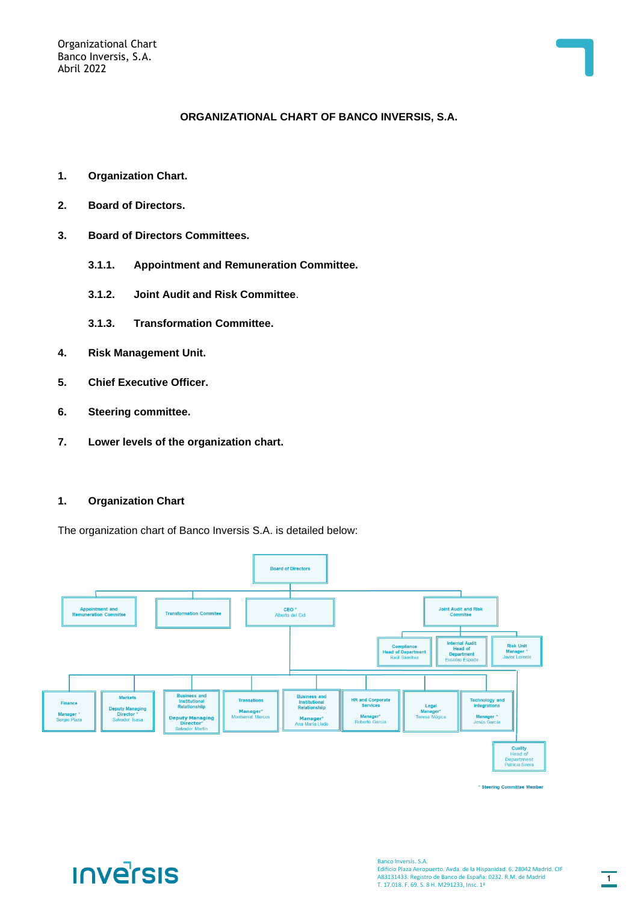Organizational Chart
Banco Inversis, S.A.
Abril 2022

**ORGANIZATIONAL CHART OF BANCO INVERSIS, S.A.**

1. **Organization Chart.**
2. **Board of Directors.**
3. **Board of Directors Committees.**
    - 3.1.1. **Appointment and Remuneration Committee.**
    - 3.1.2. **Joint Audit and Risk Committee.**
    - 3.1.3. **Transformation Committee.**
4. **Risk Management Unit.**
5. **Chief Executive Officer.**
6. **Steering committee.**
7. **Lower levels of the organization chart.**

## 1. Organization Chart

The organization chart of Banco Inversis S.A. is detailed below:

Board of Directors

Appointment and Remuneration Commitee

Transformation Commitee

CEO * Alberto del Cid

Joint Audit and Risk Commitee

Compliance Head of Department Raúl Sánchez

Internal Audit Head of Department Eusebio Espada

Risk Unit Manager * Javier Lorente

Finance Manager * Sergio Plaza

Markets Deputy Managing Director * Salvador Isasa

Business and Institutional Relationship Deputy Managing Director* Salvador Martín

Transations Manager* Montserrat Marcos

Business and Institutional Relationship Manager* Ana María Lledó

HR and Corporate Services Manager* Roberto García

Legal Manager* Teresa Mógica

Technology and Integrations Manager * Jesús García

Cuality Head of Department Patricia Sierra

\* Steering Committee Member

Banco Inversis, S.A.
Edificio Plaza Aeropuerto. Avda. de la Hispanidad. 6. 28042 Madrid. CIF A83131433. Registro de Banco de España: 0232. R.M. de Madrid T. 17.018. F. 69. S. 8 H. M291233, Insc. 1ª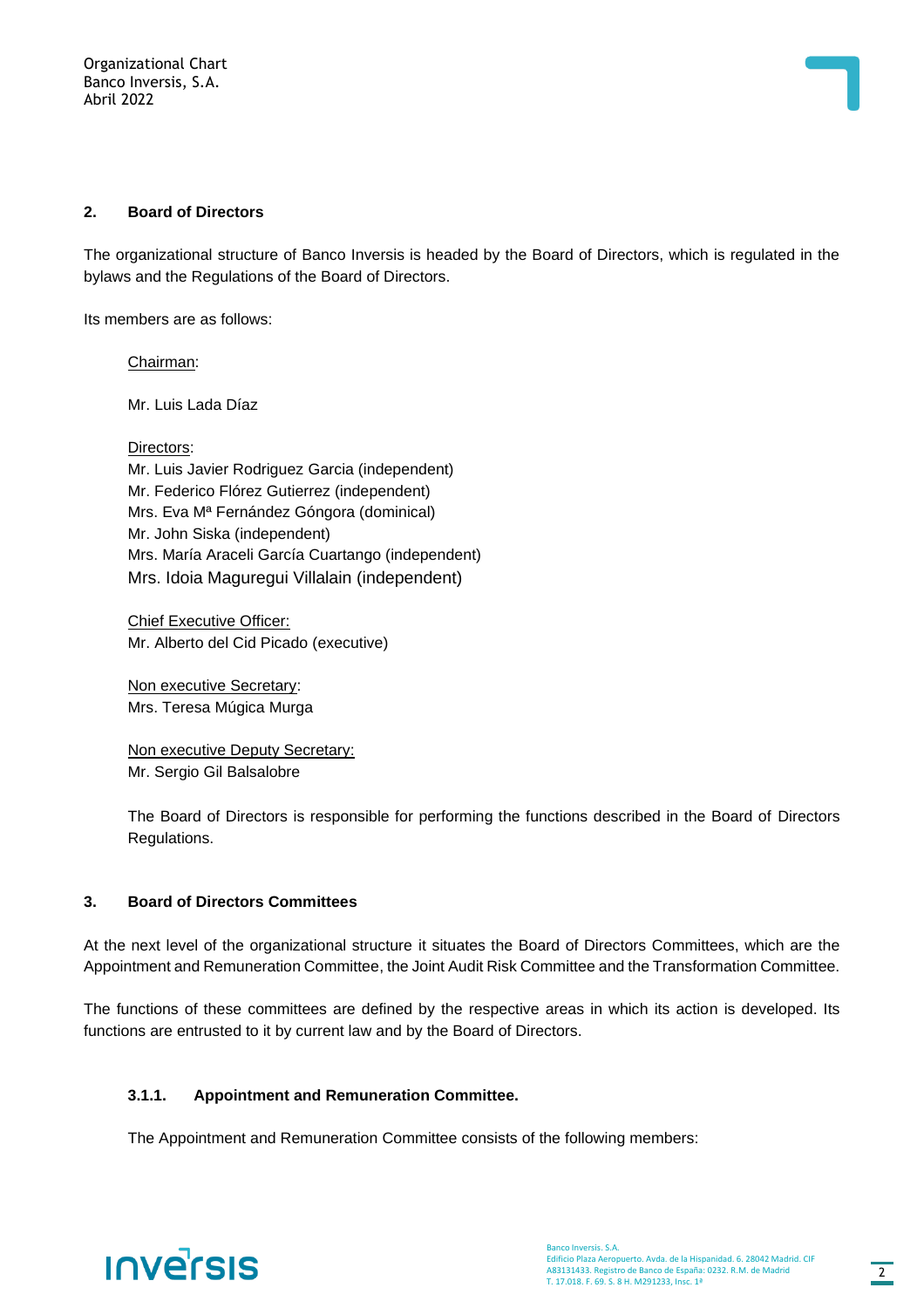## 2. Board of Directors

The organizational structure of Banco Inversis is headed by the Board of Directors, which is regulated in the bylaws and the Regulations of the Board of Directors.

Its members are as follows:

Chairman:

Mr. Luis Lada Díaz

Directors:
Mr. Luis Javier Rodriguez Garcia (independent)
Mr. Federico Flórez Gutierrez (independent)
Mrs. Eva Mª Fernández Góngora (dominical)
Mr. John Siska (independent)
Mrs. María Araceli García Cuartango (independent)
Mrs. Idoia Maguregui Villalain (independent)

Chief Executive Officer:
Mr. Alberto del Cid Picado (executive)

Non executive Secretary:
Mrs. Teresa Múgica Murga

Non executive Deputy Secretary:
Mr. Sergio Gil Balsalobre

The Board of Directors is responsible for performing the functions described in the Board of Directors Regulations.

## 3. Board of Directors Committees

At the next level of the organizational structure it situates the Board of Directors Committees, which are the Appointment and Remuneration Committee, the Joint Audit Risk Committee and the Transformation Committee.

The functions of these committees are defined by the respective areas in which its action is developed. Its functions are entrusted to it by current law and by the Board of Directors.

### 3.1.1. Appointment and Remuneration Committee.

The Appointment and Remuneration Committee consists of the following members: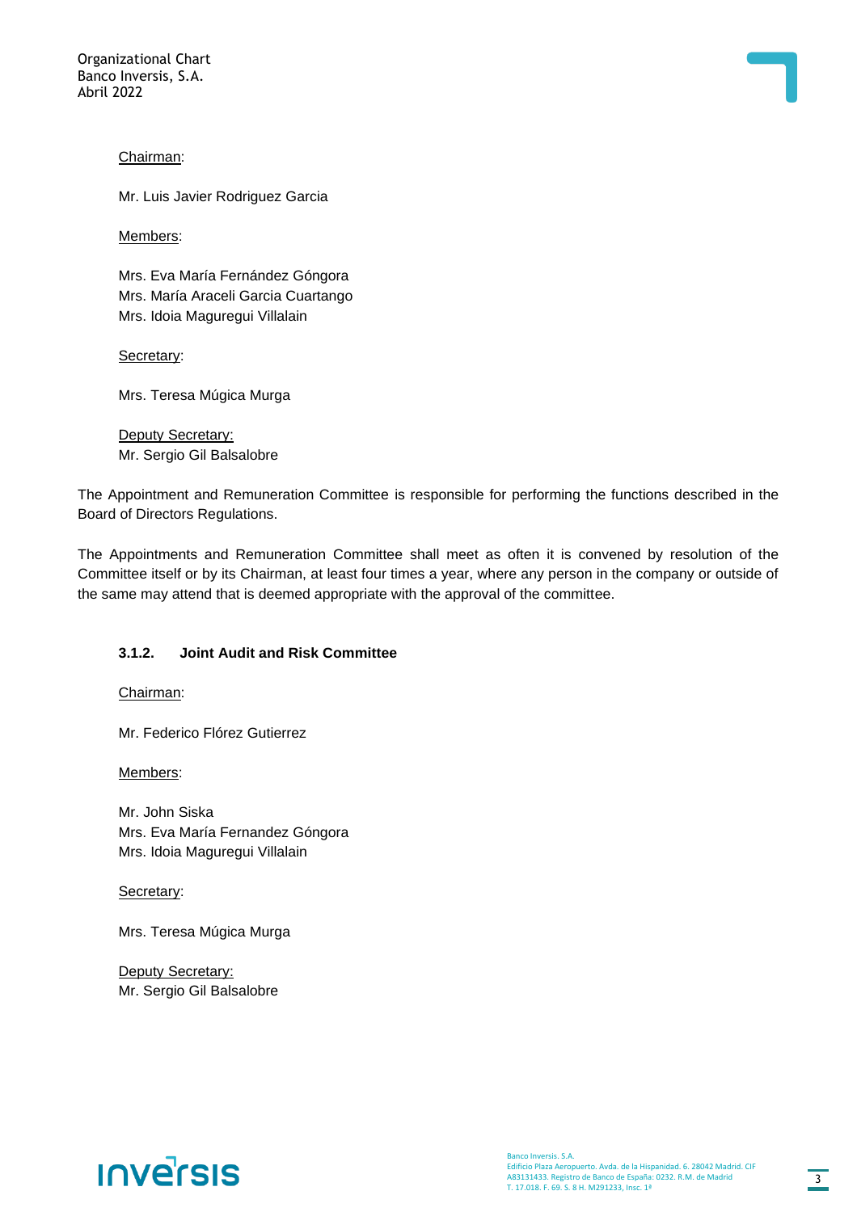Chairman:

Mr. Luis Javier Rodriguez Garcia

Members:

Mrs. Eva María Fernández Góngora
Mrs. María Araceli Garcia Cuartango
Mrs. Idoia Maguregui Villalain

Secretary:

Mrs. Teresa Múgica Murga

Deputy Secretary:
Mr. Sergio Gil Balsalobre

The Appointment and Remuneration Committee is responsible for performing the functions described in the Board of Directors Regulations.

The Appointments and Remuneration Committee shall meet as often it is convened by resolution of the Committee itself or by its Chairman, at least four times a year, where any person in the company or outside of the same may attend that is deemed appropriate with the approval of the committee.

#### 3.1.2. Joint Audit and Risk Committee

Chairman:

Mr. Federico Flórez Gutierrez

Members:

Mr. John Siska
Mrs. Eva María Fernandez Góngora
Mrs. Idoia Maguregui Villalain

Secretary:

Mrs. Teresa Múgica Murga

Deputy Secretary:
Mr. Sergio Gil Balsalobre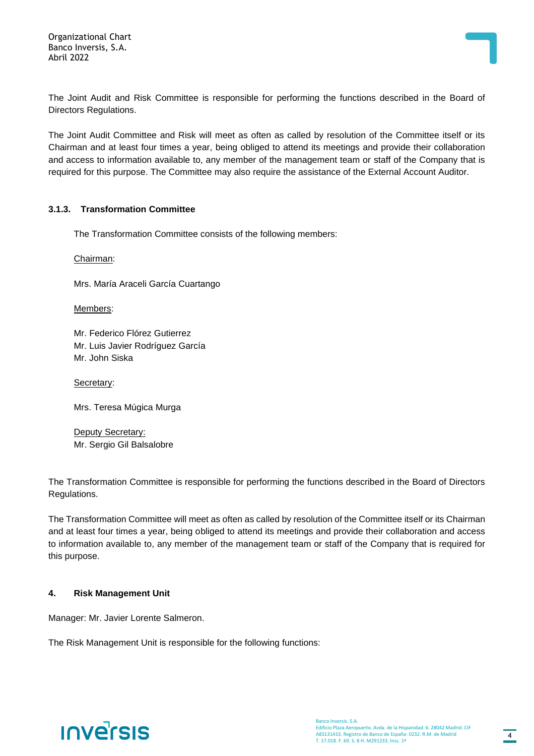The Joint Audit and Risk Committee is responsible for performing the functions described in the Board of Directors Regulations.

The Joint Audit Committee and Risk will meet as often as called by resolution of the Committee itself or its Chairman and at least four times a year, being obliged to attend its meetings and provide their collaboration and access to information available to, any member of the management team or staff of the Company that is required for this purpose. The Committee may also require the assistance of the External Account Auditor.

### 3.1.3. Transformation Committee

The Transformation Committee consists of the following members:

Chairman:

Mrs. María Araceli García Cuartango

Members:

Mr. Federico Flórez Gutierrez
Mr. Luis Javier Rodríguez García
Mr. John Siska

Secretary:

Mrs. Teresa Múgica Murga

Deputy Secretary:
Mr. Sergio Gil Balsalobre

The Transformation Committee is responsible for performing the functions described in the Board of Directors Regulations.

The Transformation Committee will meet as often as called by resolution of the Committee itself or its Chairman and at least four times a year, being obliged to attend its meetings and provide their collaboration and access to information available to, any member of the management team or staff of the Company that is required for this purpose.

## 4. Risk Management Unit

Manager: Mr. Javier Lorente Salmeron.

The Risk Management Unit is responsible for the following functions: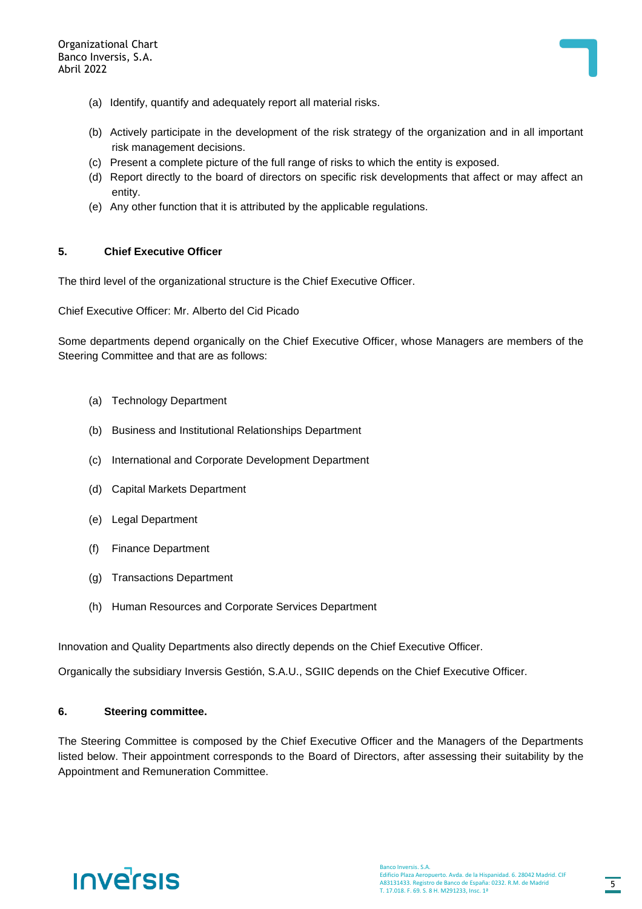(a) Identify, quantify and adequately report all material risks.

(b) Actively participate in the development of the risk strategy of the organization and in all important risk management decisions.

(c) Present a complete picture of the full range of risks to which the entity is exposed.

(d) Report directly to the board of directors on specific risk developments that affect or may affect an entity.

(e) Any other function that it is attributed by the applicable regulations.

## 5. Chief Executive Officer

The third level of the organizational structure is the Chief Executive Officer.

Chief Executive Officer: Mr. Alberto del Cid Picado

Some departments depend organically on the Chief Executive Officer, whose Managers are members of the Steering Committee and that are as follows:

(a) Technology Department

(b) Business and Institutional Relationships Department

(c) International and Corporate Development Department

(d) Capital Markets Department

(e) Legal Department

(f) Finance Department

(g) Transactions Department

(h) Human Resources and Corporate Services Department

Innovation and Quality Departments also directly depends on the Chief Executive Officer.

Organically the subsidiary Inversis Gestión, S.A.U., SGIIC depends on the Chief Executive Officer.

## 6. Steering committee.

The Steering Committee is composed by the Chief Executive Officer and the Managers of the Departments listed below. Their appointment corresponds to the Board of Directors, after assessing their suitability by the Appointment and Remuneration Committee.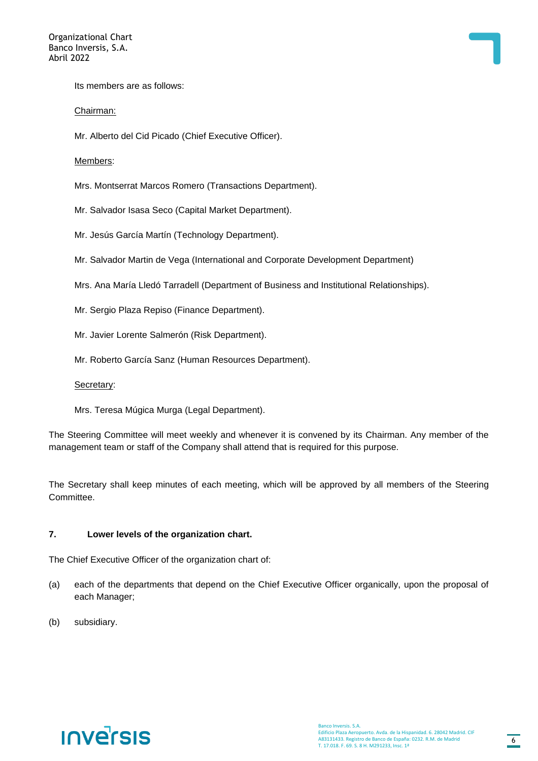Its members are as follows:

Chairman:

Mr. Alberto del Cid Picado (Chief Executive Officer).

Members:

Mrs. Montserrat Marcos Romero (Transactions Department).

Mr. Salvador Isasa Seco (Capital Market Department).

Mr. Jesús García Martín (Technology Department).

Mr. Salvador Martin de Vega (International and Corporate Development Department)

Mrs. Ana María Lledó Tarradell (Department of Business and Institutional Relationships).

Mr. Sergio Plaza Repiso (Finance Department).

Mr. Javier Lorente Salmerón (Risk Department).

Mr. Roberto García Sanz (Human Resources Department).

Secretary:

Mrs. Teresa Múgica Murga (Legal Department).

The Steering Committee will meet weekly and whenever it is convened by its Chairman. Any member of the management team or staff of the Company shall attend that is required for this purpose.

The Secretary shall keep minutes of each meeting, which will be approved by all members of the Steering Committee.

## 7. Lower levels of the organization chart.

The Chief Executive Officer of the organization chart of:

(a) each of the departments that depend on the Chief Executive Officer organically, upon the proposal of each Manager;

(b) subsidiary.